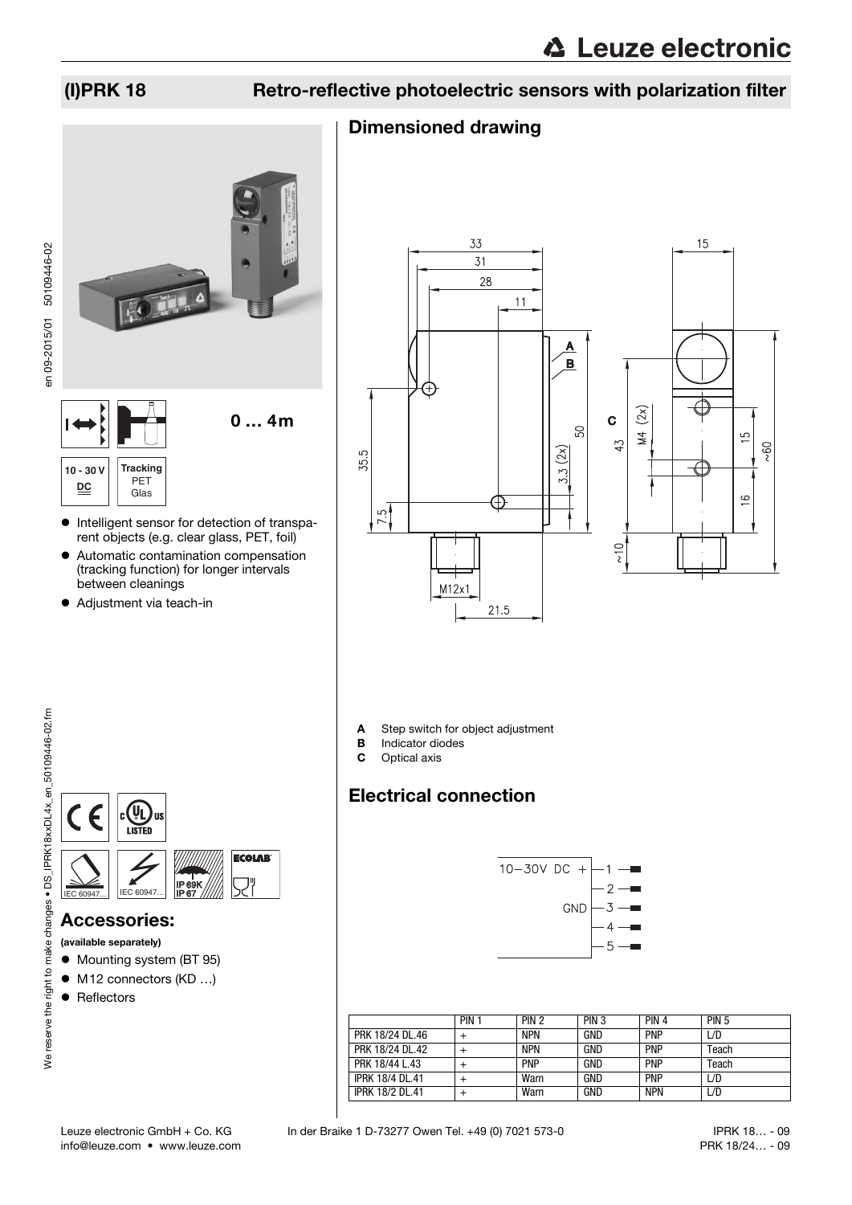# (I)PRK 18 Retro-reflective photoelectric sensors with polarization filter

0 … 4m

10 - 30 V DC

Tracking PET Glas

- Intelligent sensor for detection of transparent objects (e.g. clear glass, PET, foil)
- Automatic contamination compensation (tracking function) for longer intervals between cleanings
- Adjustment via teach-in

## Accessories:

**(available separately)**

- Mounting system (BT 95)
- M12 connectors (KD …)
- Reflectors

## Dimensioned drawing

- **A** Step switch for object adjustment
- **B** Indicator diodes
- **C** Optical axis

## Electrical connection

10–30V DC + — 1
2
GND — 3
4
5

| | PIN 1 | PIN 2 | PIN 3 | PIN 4 | PIN 5 |
|---|---|---|---|---|---|
| PRK 18/24 DL.46 | + | NPN | GND | PNP | L/D |
| PRK 18/24 DL.42 | + | NPN | GND | PNP | Teach |
| PRK 18/44 L.43 | + | PNP | GND | PNP | Teach |
| IPRK 18/4 DL.41 | + | Warn | GND | PNP | L/D |
| IPRK 18/2 DL.41 | + | Warn | GND | NPN | L/D |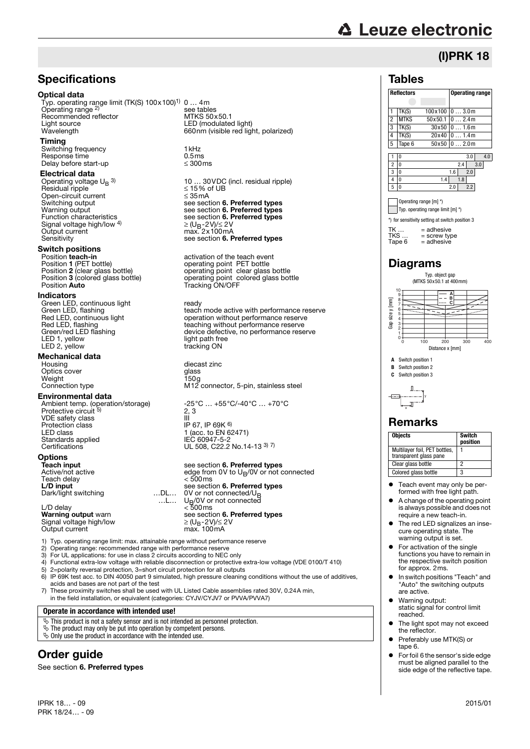# (I)PRK 18

## Specifications

### Optical data

| | |
|---|---|
| Typ. operating range limit (TK(S) 100x100)[1] | 0 … 4m |
| Operating range [2] | see tables |
| Recommended reflector | MTKS 50x50.1 |
| Light source | LED (modulated light) |
| Wavelength | 660nm (visible red light, polarized) |

### Timing

| | |
|---|---|
| Switching frequency | 1kHz |
| Response time | 0.5ms |
| Delay before start-up | ≤ 300ms |

### Electrical data

| | |
|---|---|
| Operating voltage $U_B$ [3] | 10 … 30VDC (incl. residual ripple) |
| Residual ripple | ≤ 15% of UB |
| Open-circuit current | ≤ 35mA |
| Switching output | see section **6. Preferred types** |
| Warning output | see section **6. Preferred types** |
| Function characteristics | see section **6. Preferred types** |
| Signal voltage high/low [4] | ≥ ($U_B$-2V)/≤ 2V |
| Output current | max. 2x100mA |
| Sensitivity | see section **6. Preferred types** |

### Switch positions

| | |
|---|---|
| Position **teach-in** | activation of the teach event |
| Position **1** (PET bottle) | operating point PET bottle |
| Position **2** (clear glass bottle) | operating point clear glass bottle |
| Position **3** (colored glass bottle) | operating point colored glass bottle |
| Position **Auto** | Tracking ON/OFF |

### Indicators

| | |
|---|---|
| Green LED, continuous light | ready |
| Green LED, flashing | teach mode active with performance reserve |
| Red LED, continuous light | operation without performance reserve |
| Red LED, flashing | teaching without performance reserve |
| Green/red LED flashing | device defective, no performance reserve |
| LED 1, yellow | light path free |
| LED 2, yellow | tracking ON |

### Mechanical data

| | |
|---|---|
| Housing | diecast zinc |
| Optics cover | glass |
| Weight | 150g |
| Connection type | M12 connector, 5-pin, stainless steel |

### Environmental data

| | |
|---|---|
| Ambient temp. (operation/storage) | -25°C … +55°C/-40°C … +70°C |
| Protective circuit [5] | 2, 3 |
| VDE safety class | III |
| Protection class | IP 67, IP 69K [6] |
| LED class | 1 (acc. to EN 62471) |
| Standards applied | IEC 60947-5-2 |
| Certifications | UL 508, C22.2 No.14-13 [3] [7] |

### Options

| | | |
|---|---|---|
| **Teach input** | | see section **6. Preferred types** |
| Active/not active | | edge from 0V to $U_B$/0V or not connected |
| Teach delay | | < 500ms |
| **L/D input** | | see section **6. Preferred types** |
| Dark/light switching | …DL… | 0V or not connected/$U_B$ |
| | …L… | $U_B$/0V or not connected |
| L/D delay | | < 500ms |
| **Warning output** warn | | see section **6. Preferred types** |
| Signal voltage high/low | | ≥ ($U_B$-2V)/≤ 2V |
| Output current | | max. 100mA |

1) Typ. operating range limit: max. attainable range without performance reserve
2) Operating range: recommended range with performance reserve
3) For UL applications: for use in class 2 circuits according to NEC only
4) Functional extra-low voltage with reliable disconnection or protective extra-low voltage (VDE 0100/T 410)
5) 2=polarity reversal protection, 3=short circuit protection for all outputs
6) IP 69K test acc. to DIN 40050 part 9 simulated, high pressure cleaning conditions without the use of additives, acids and bases are not part of the test
7) These proximity switches shall be used with UL Listed Cable assemblies rated 30V, 0.24A min, in the field installation, or equivalent (categories: CYJV/CYJV7 or PVVA/PVVA7)

**Operate in accordance with intended use!**

- This product is not a safety sensor and is not intended as personnel protection.
- The product may only be put into operation by competent persons.
- Only use the product in accordance with the intended use.

## Order guide

See section **6. Preferred types**

## Tables

| | Reflectors | | Operating range |
|---|---|---|---|
| 1 | TK(S) | 100x100 | 0 … 3.0m |
| 2 | MTKS | 50x50.1 | 0 … 2.4m |
| 3 | TK(S) | 30x50 | 0 … 1.6m |
| 4 | TK(S) | 20x40 | 0 … 1.4m |
| 5 | Tape 6 | 50x50 | 0 … 2.0m |

| | Operating range [m] *) | Typ. operating range limit [m] *) |
|---|---|---|
| 1 | 0 … 3.0 | 4.0 |
| 2 | 0 … 2.4 | 3.0 |
| 3 | 0 … 1.6 | 2.0 |
| 4 | 0 … 1.4 | 1.8 |
| 5 | 0 … 2.0 | 2.2 |

*) for sensitivity setting at switch position 3

TK … = adhesive
TKS … = screw type
Tape 6 = adhesive

## Diagrams

Typ. object gap (MTKS 50x50.1 at 400mm)

Gap size y [mm] / Distance x [mm]

**A** Switch position 1
**B** Switch position 2
**C** Switch position 3

## Remarks

| Objects | Switch position |
|---|---|
| Multilayer foil, PET bottles, transparent glass pane | 1 |
| Clear glass bottle | 2 |
| Colored glass bottle | 3 |

- Teach event may only be performed with free light path.
- A change of the operating point is always possible and does not require a new teach-in.
- The red LED signalizes an insecure operating state. The warning output is set.
- For activation of the single functions you have to remain in the respective switch position for approx. 2ms.
- In switch positions "Teach" and "Auto" the switching outputs are active.
- Warning output: static signal for control limit reached.
- The light spot may not exceed the reflector.
- Preferably use MTK(S) or tape 6.
- For foil 6 the sensor's side edge must be aligned parallel to the side edge of the reflective tape.

IPRK 18… - 09
PRK 18/24… - 09
2015/01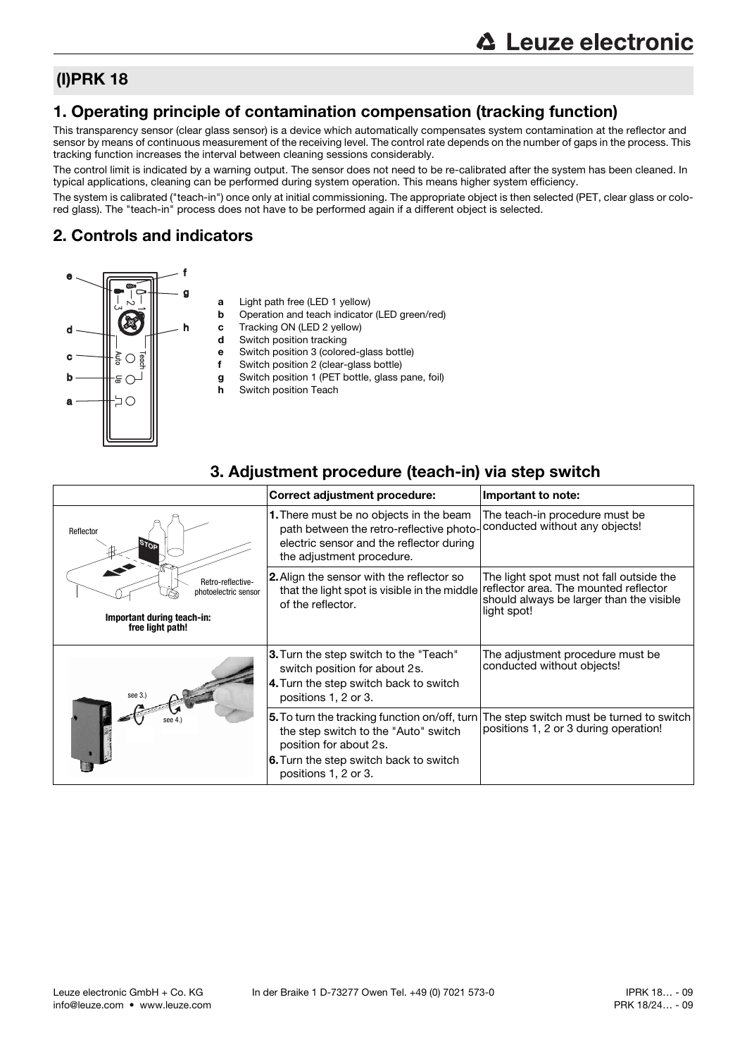## (I)PRK 18

## 1. Operating principle of contamination compensation (tracking function)

This transparency sensor (clear glass sensor) is a device which automatically compensates system contamination at the reflector and sensor by means of continuous measurement of the receiving level. The control rate depends on the number of gaps in the process. This tracking function increases the interval between cleaning sessions considerably.

The control limit is indicated by a warning output. The sensor does not need to be re-calibrated after the system has been cleaned. In typical applications, cleaning can be performed during system operation. This means higher system efficiency.

The system is calibrated ("teach-in") once only at initial commissioning. The appropriate object is then selected (PET, clear glass or colored glass). The "teach-in" process does not have to be performed again if a different object is selected.

## 2. Controls and indicators

- **a** Light path free (LED 1 yellow)
- **b** Operation and teach indicator (LED green/red)
- **c** Tracking ON (LED 2 yellow)
- **d** Switch position tracking
- **e** Switch position 3 (colored-glass bottle)
- **f** Switch position 2 (clear-glass bottle)
- **g** Switch position 1 (PET bottle, glass pane, foil)
- **h** Switch position Teach

## 3. Adjustment procedure (teach-in) via step switch

| | Correct adjustment procedure: | Important to note: |
|---|---|---|
| Reflector; Retro-reflective-photoelectric sensor; **Important during teach-in: free light path!** | **1.** There must be no objects in the beam path between the retro-reflective photoelectric sensor and the reflector during the adjustment procedure. | The teach-in procedure must be conducted without any objects! |
| | **2.** Align the sensor with the reflector so that the light spot is visible in the middle of the reflector. | The light spot must not fall outside the reflector area. The mounted reflector should always be larger than the visible light spot! |
| see 3.) see 4.) | **3.** Turn the step switch to the "Teach" switch position for about 2s.<br>**4.** Turn the step switch back to switch positions 1, 2 or 3. | The adjustment procedure must be conducted without objects! |
| | **5.** To turn the tracking function on/off, turn the step switch to the "Auto" switch position for about 2s.<br>**6.** Turn the step switch back to switch positions 1, 2 or 3. | The step switch must be turned to switch positions 1, 2 or 3 during operation! |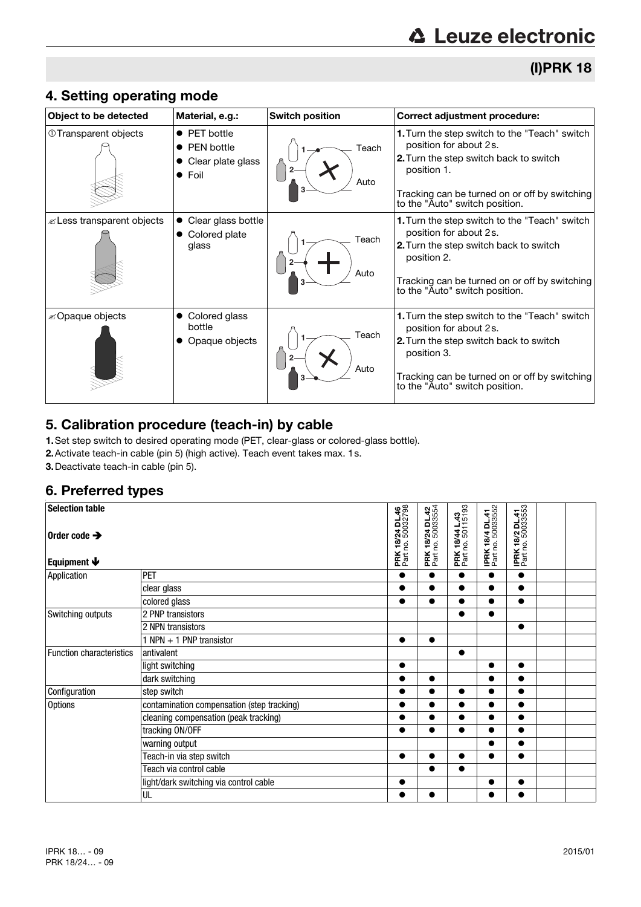## 4. Setting operating mode

| Object to be detected | Material, e.g.: | Switch position | Correct adjustment procedure: |
|---|---|---|---|
| ①Transparent objects | ● PET bottle<br>● PEN bottle<br>● Clear plate glass<br>● Foil | 1 – Teach<br>2<br>3 – Auto | **1.** Turn the step switch to the "Teach" switch position for about 2s.<br>**2.** Turn the step switch back to switch position 1.<br><br>Tracking can be turned on or off by switching to the "Auto" switch position. |
| ✍Less transparent objects | ● Clear glass bottle<br>● Colored plate glass | 1 – Teach<br>2<br>3 – Auto | **1.** Turn the step switch to the "Teach" switch position for about 2s.<br>**2.** Turn the step switch back to switch position 2.<br><br>Tracking can be turned on or off by switching to the "Auto" switch position. |
| ✍Opaque objects | ● Colored glass bottle<br>● Opaque objects | 1 – Teach<br>2<br>3 – Auto | **1.** Turn the step switch to the "Teach" switch position for about 2s.<br>**2.** Turn the step switch back to switch position 3.<br><br>Tracking can be turned on or off by switching to the "Auto" switch position. |

## 5. Calibration procedure (teach-in) by cable

**1.** Set step switch to desired operating mode (PET, clear-glass or colored-glass bottle).
**2.** Activate teach-in cable (pin 5) (high active). Teach event takes max. 1s.
**3.** Deactivate teach-in cable (pin 5).

## 6. Preferred types

| Selection table<br>Order code ➔<br>Equipment ⬇ | | PRK 18/24 DL.46<br>Part no. 50032798 | PRK 18/24 DL.42<br>Part no. 50033554 | PRK 18/44 L.43<br>Part no. 50115193 | IPRK 18/4 DL.41<br>Part no. 50033552 | IPRK 18/2 DL.41<br>Part no. 50033553 | | |
|---|---|---|---|---|---|---|---|---|
| Application | PET | ● | ● | ● | ● | ● | | |
| | clear glass | ● | ● | ● | ● | ● | | |
| | colored glass | ● | ● | ● | ● | ● | | |
| Switching outputs | 2 PNP transistors | | | ● | ● | | | |
| | 2 NPN transistors | | | | | ● | | |
| | 1 NPN + 1 PNP transistor | ● | ● | | | | | |
| Function characteristics | antivalent | | | ● | | | | |
| | light switching | ● | | | ● | ● | | |
| | dark switching | ● | ● | | ● | ● | | |
| Configuration | step switch | ● | ● | ● | ● | ● | | |
| Options | contamination compensation (step tracking) | ● | ● | ● | ● | ● | | |
| | cleaning compensation (peak tracking) | ● | ● | ● | ● | ● | | |
| | tracking ON/OFF | ● | ● | ● | ● | ● | | |
| | warning output | | | | ● | ● | | |
| | Teach-in via step switch | ● | ● | ● | ● | ● | | |
| | Teach via control cable | | ● | ● | | | | |
| | light/dark switching via control cable | ● | | | ● | ● | | |
| | UL | ● | ● | | ● | ● | | |